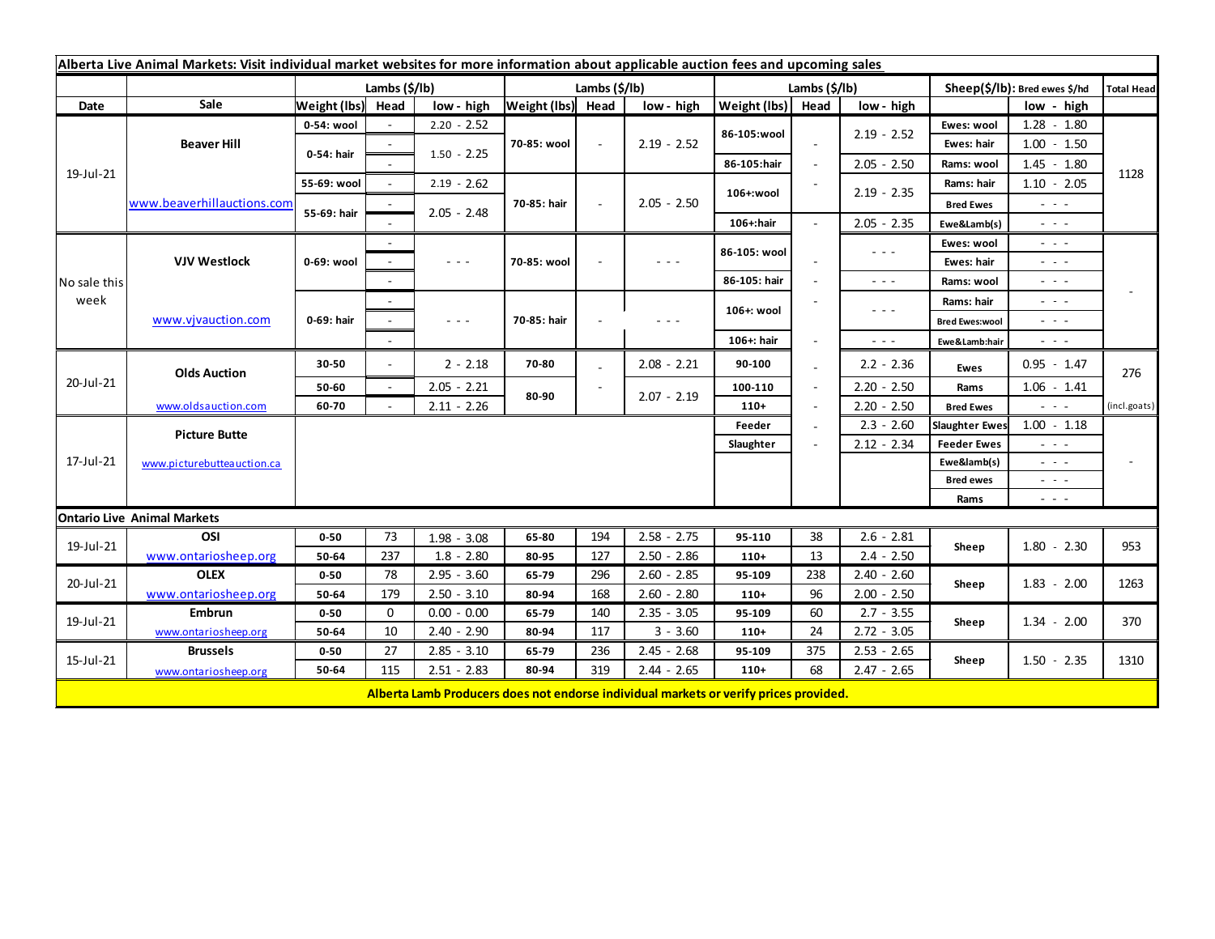**Alberta Live Animal Markets: Visit individual market websites for more information about applicable auction fees and upcoming sales**

| Date | Sale | Lambs ($/lb) Weight (lbs) | Head | low - high | Lambs ($/lb) Weight (lbs) | Head | low - high | Lambs ($/lb) Weight (lbs) | Head | low - high | Sheep($/lb): Bred ewes $/hd | low - high | Total Head |
|---|---|---|---|---|---|---|---|---|---|---|---|---|---|
| 19-Jul-21 | Beaver Hill | 0-54: wool | - | 2.20 - 2.52 | 70-85: wool | - | 2.19 - 2.52 | 86-105:wool | - | 2.19 - 2.52 | Ewes: wool | 1.28 - 1.80 | 1128 |
| | | 0-54: hair | - | 1.50 - 2.25 | | | | | | | Ewes: hair | 1.00 - 1.50 | |
| | | | - | | | | | 86-105:hair | - | 2.05 - 2.50 | Rams: wool | 1.45 - 1.80 | |
| | | 55-69: wool | - | 2.19 - 2.62 | 70-85: hair | - | 2.05 - 2.50 | 106+:wool | - | 2.19 - 2.35 | Rams: hair | 1.10 - 2.05 | |
| | www.beaverhillauctions.com | 55-69: hair | - | 2.05 - 2.48 | | | | | | | Bred Ewes | - - - | |
| | | | - | | | | | 106+:hair | - | 2.05 - 2.35 | Ewe&Lamb(s) | - - - | |
| No sale this week | VJV Westlock | 0-69: wool | - | - - - | 70-85: wool | - | - - - | 86-105: wool | - | - - - | Ewes: wool | - - - | - |
| | | | - | | | | | | | | Ewes: hair | - - - | |
| | | | - | | | | | 86-105: hair | - | - - - | Rams: wool | - - - | |
| | www.vjvauction.com | 0-69: hair | - | - - - | 70-85: hair | - | - - - | 106+: wool | - | - - - | Rams: hair | - - - | |
| | | | - | | | | | | | | Bred Ewes:wool | - - - | |
| | | | - | | | | | 106+: hair | - | - - - | Ewe&Lamb:hair | - - - | |
| 20-Jul-21 | Olds Auction | 30-50 | - | 2 - 2.18 | 70-80 | - | 2.08 - 2.21 | 90-100 | - | 2.2 - 2.36 | Ewes | 0.95 - 1.47 | 276 |
| | | 50-60 | - | 2.05 - 2.21 | 80-90 | - | 2.07 - 2.19 | 100-110 | - | 2.20 - 2.50 | Rams | 1.06 - 1.41 | |
| | www.oldsauction.com | 60-70 | - | 2.11 - 2.26 | | | | 110+ | - | 2.20 - 2.50 | Bred Ewes | - - - | (incl.goats) |
| 17-Jul-21 | Picture Butte | | | | | | | Feeder | - | 2.3 - 2.60 | Slaughter Ewes | 1.00 - 1.18 | - |
| | | | | | | | | Slaughter | - | 2.12 - 2.34 | Feeder Ewes | - - - | |
| | www.picturebutteauction.ca | | | | | | | | | | Ewe&lamb(s) | - - - | |
| | | | | | | | | | | | Bred ewes | - - - | |
| | | | | | | | | | | | Rams | - - - | |
| **Ontario Live Animal Markets** | | | | | | | | | | | | | |
| 19-Jul-21 | OSI | 0-50 | 73 | 1.98 - 3.08 | 65-80 | 194 | 2.58 - 2.75 | 95-110 | 38 | 2.6 - 2.81 | Sheep | 1.80 - 2.30 | 953 |
| | www.ontariosheep.org | 50-64 | 237 | 1.8 - 2.80 | 80-95 | 127 | 2.50 - 2.86 | 110+ | 13 | 2.4 - 2.50 | | | |
| 20-Jul-21 | OLEX | 0-50 | 78 | 2.95 - 3.60 | 65-79 | 296 | 2.60 - 2.85 | 95-109 | 238 | 2.40 - 2.60 | Sheep | 1.83 - 2.00 | 1263 |
| | www.ontariosheep.org | 50-64 | 179 | 2.50 - 3.10 | 80-94 | 168 | 2.60 - 2.80 | 110+ | 96 | 2.00 - 2.50 | | | |
| 19-Jul-21 | Embrun | 0-50 | 0 | 0.00 - 0.00 | 65-79 | 140 | 2.35 - 3.05 | 95-109 | 60 | 2.7 - 3.55 | Sheep | 1.34 - 2.00 | 370 |
| | www.ontariosheep.org | 50-64 | 10 | 2.40 - 2.90 | 80-94 | 117 | 3 - 3.60 | 110+ | 24 | 2.72 - 3.05 | | | |
| 15-Jul-21 | Brussels | 0-50 | 27 | 2.85 - 3.10 | 65-79 | 236 | 2.45 - 2.68 | 95-109 | 375 | 2.53 - 2.65 | Sheep | 1.50 - 2.35 | 1310 |
| | www.ontariosheep.org | 50-64 | 115 | 2.51 - 2.83 | 80-94 | 319 | 2.44 - 2.65 | 110+ | 68 | 2.47 - 2.65 | | | |

**Alberta Lamb Producers does not endorse individual markets or verify prices provided.**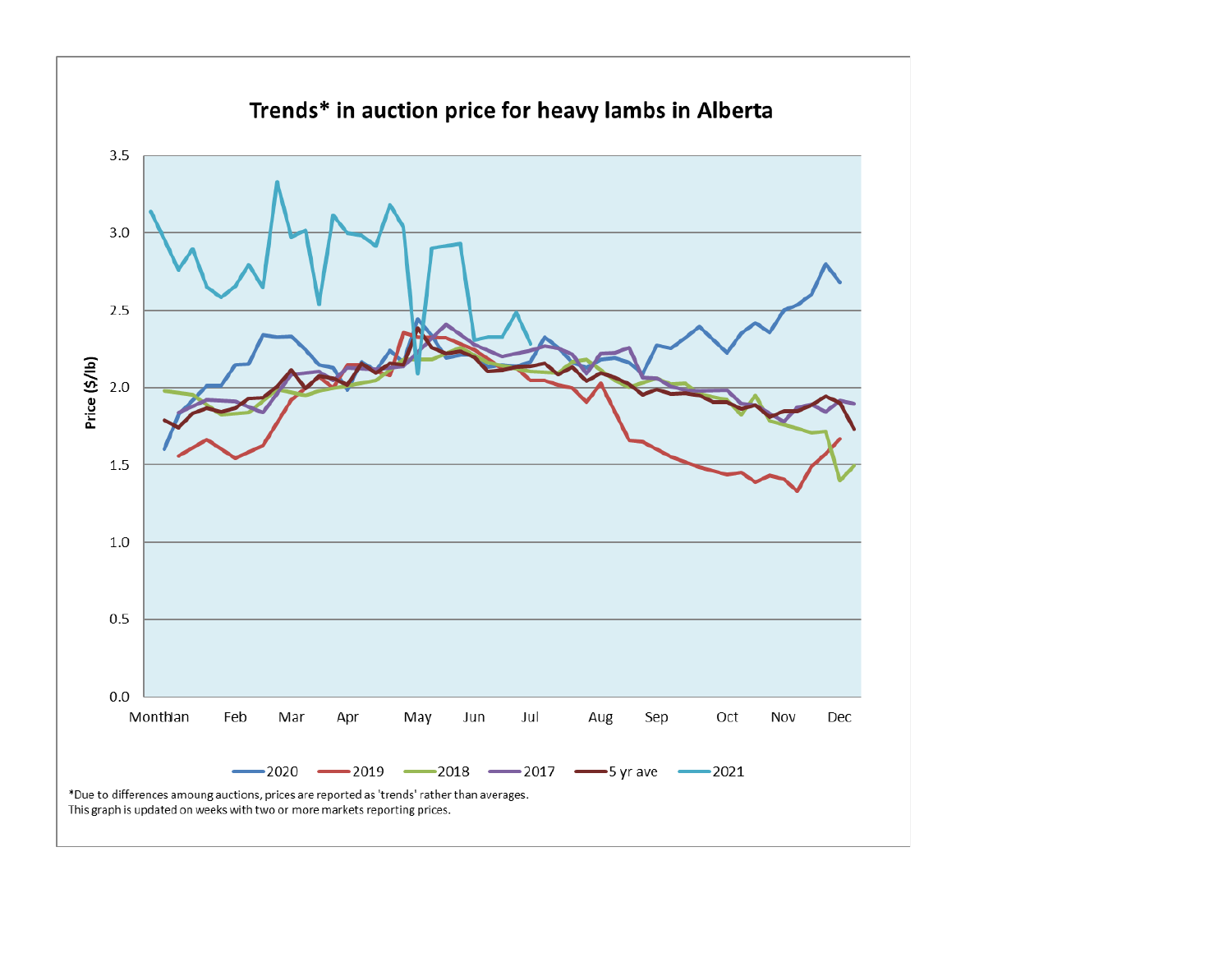## Trends* in auction price for heavy lambs in Alberta

Price ($/lb)

3.5
3.0
2.5
2.0
1.5
1.0
0.5
0.0

Month Jan Feb Mar Apr May Jun Jul Aug Sep Oct Nov Dec

2020 2019 2018 2017 5 yr ave 2021

*Due to differences amoung auctions, prices are reported as 'trends' rather than averages.
This graph is updated on weeks with two or more markets reporting prices.